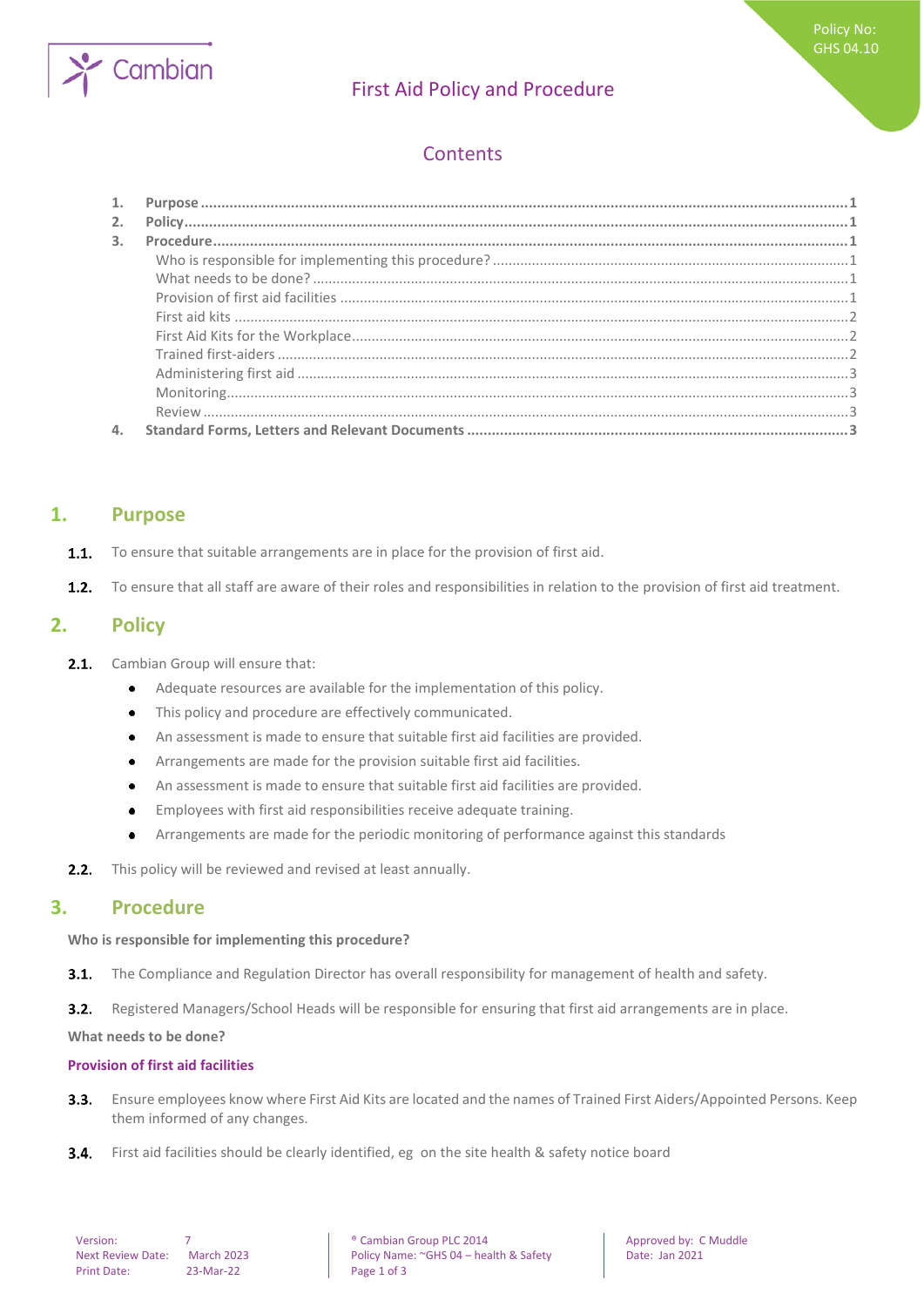Policy No: GHS 04.10

# First Aid Policy and Procedure

## Contents

1. Purpose ..... 1
2. Policy ..... 1
3. Procedure ..... 1
   - Who is responsible for implementing this procedure? ..... 1
   - What needs to be done? ..... 1
   - Provision of first aid facilities ..... 1
   - First aid kits ..... 2
   - First Aid Kits for the Workplace ..... 2
   - Trained first-aiders ..... 2
   - Administering first aid ..... 3
   - Monitoring ..... 3
   - Review ..... 3
4. Standard Forms, Letters and Relevant Documents ..... 3

## 1. Purpose

**1.1.** To ensure that suitable arrangements are in place for the provision of first aid.

**1.2.** To ensure that all staff are aware of their roles and responsibilities in relation to the provision of first aid treatment.

## 2. Policy

**2.1.** Cambian Group will ensure that:

- Adequate resources are available for the implementation of this policy.
- This policy and procedure are effectively communicated.
- An assessment is made to ensure that suitable first aid facilities are provided.
- Arrangements are made for the provision suitable first aid facilities.
- An assessment is made to ensure that suitable first aid facilities are provided.
- Employees with first aid responsibilities receive adequate training.
- Arrangements are made for the periodic monitoring of performance against this standards

**2.2.** This policy will be reviewed and revised at least annually.

## 3. Procedure

**Who is responsible for implementing this procedure?**

**3.1.** The Compliance and Regulation Director has overall responsibility for management of health and safety.

**3.2.** Registered Managers/School Heads will be responsible for ensuring that first aid arrangements are in place.

**What needs to be done?**

### Provision of first aid facilities

**3.3.** Ensure employees know where First Aid Kits are located and the names of Trained First Aiders/Appointed Persons. Keep them informed of any changes.

**3.4.** First aid facilities should be clearly identified, eg on the site health & safety notice board

| Version: 7 | ® Cambian Group PLC 2014 | Approved by: C Muddle |
|---|---|---|
| Next Review Date: March 2023 | Policy Name: ~GHS 04 – health & Safety | Date: Jan 2021 |
| Print Date: 23-Mar-22 | | |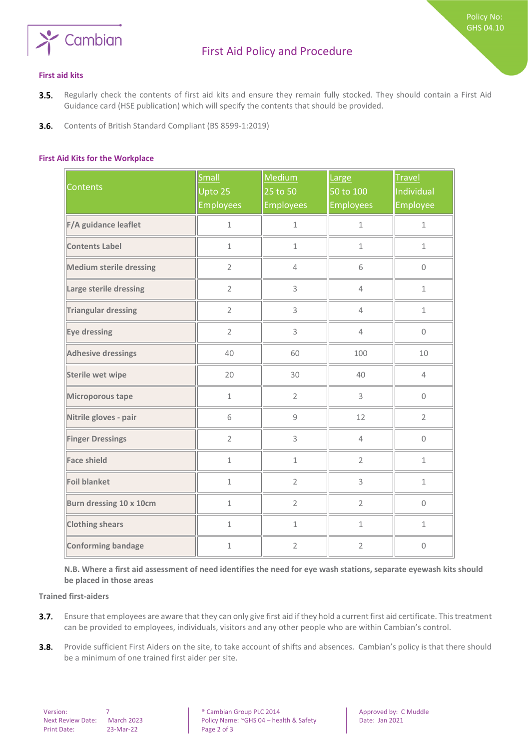### First aid kits

**3.5.** Regularly check the contents of first aid kits and ensure they remain fully stocked. They should contain a First Aid Guidance card (HSE publication) which will specify the contents that should be provided.

**3.6.** Contents of British Standard Compliant (BS 8599-1:2019)

#### First Aid Kits for the Workplace

| Contents | Small Upto 25 Employees | Medium 25 to 50 Employees | Large 50 to 100 Employees | Travel Individual Employee |
|---|---|---|---|---|
| **F/A guidance leaflet** | 1 | 1 | 1 | 1 |
| **Contents Label** | 1 | 1 | 1 | 1 |
| **Medium sterile dressing** | 2 | 4 | 6 | 0 |
| **Large sterile dressing** | 2 | 3 | 4 | 1 |
| **Triangular dressing** | 2 | 3 | 4 | 1 |
| **Eye dressing** | 2 | 3 | 4 | 0 |
| **Adhesive dressings** | 40 | 60 | 100 | 10 |
| **Sterile wet wipe** | 20 | 30 | 40 | 4 |
| **Microporous tape** | 1 | 2 | 3 | 0 |
| **Nitrile gloves - pair** | 6 | 9 | 12 | 2 |
| **Finger Dressings** | 2 | 3 | 4 | 0 |
| **Face shield** | 1 | 1 | 2 | 1 |
| **Foil blanket** | 1 | 2 | 3 | 1 |
| **Burn dressing 10 x 10cm** | 1 | 2 | 2 | 0 |
| **Clothing shears** | 1 | 1 | 1 | 1 |
| **Conforming bandage** | 1 | 2 | 2 | 0 |

**N.B. Where a first aid assessment of need identifies the need for eye wash stations, separate eyewash kits should be placed in those areas**

### Trained first-aiders

**3.7.** Ensure that employees are aware that they can only give first aid if they hold a current first aid certificate. This treatment can be provided to employees, individuals, visitors and any other people who are within Cambian's control.

**3.8.** Provide sufficient First Aiders on the site, to take account of shifts and absences. Cambian's policy is that there should be a minimum of one trained first aider per site.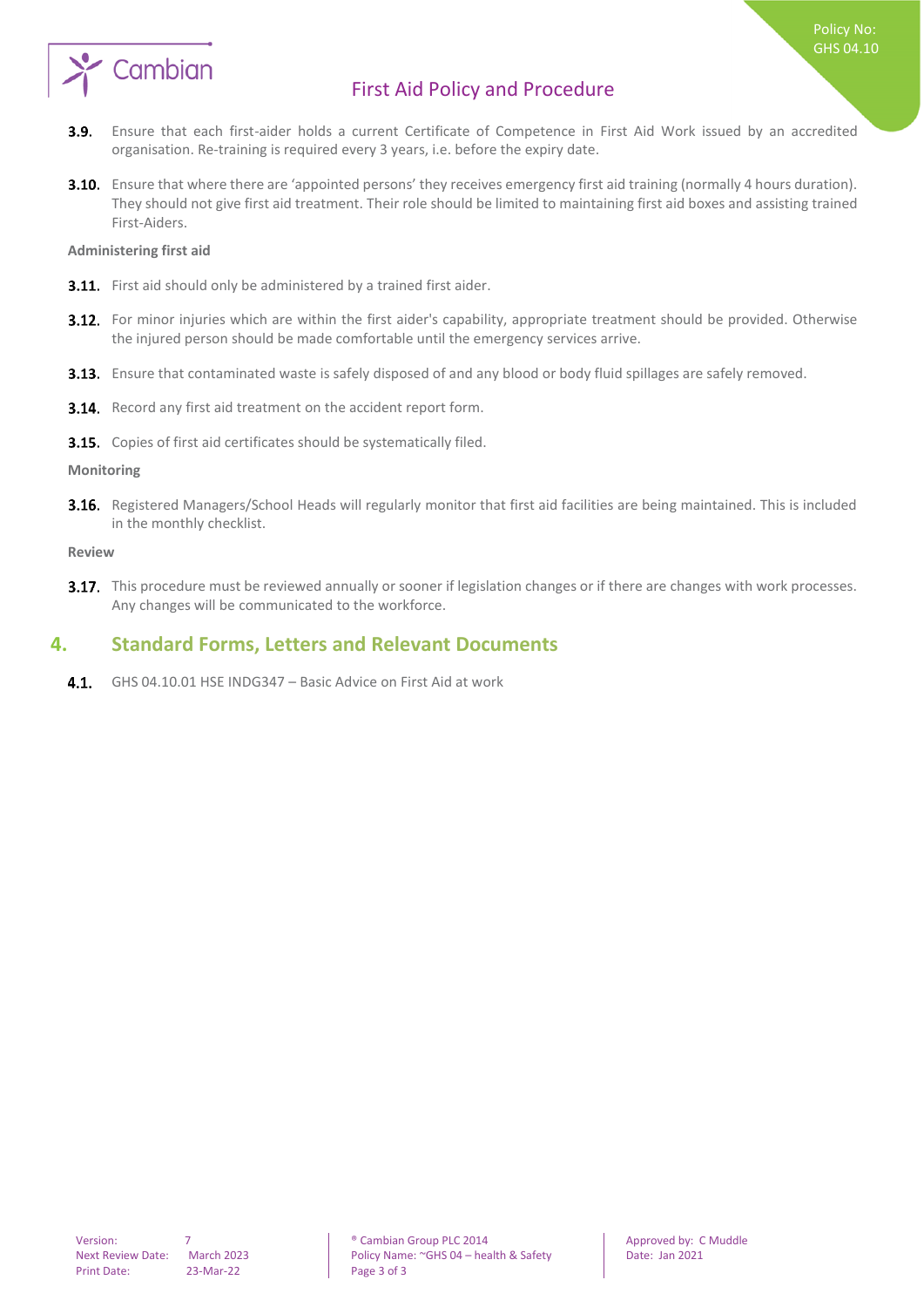3.9. Ensure that each first-aider holds a current Certificate of Competence in First Aid Work issued by an accredited organisation. Re-training is required every 3 years, i.e. before the expiry date.

3.10. Ensure that where there are 'appointed persons' they receives emergency first aid training (normally 4 hours duration). They should not give first aid treatment. Their role should be limited to maintaining first aid boxes and assisting trained First-Aiders.

**Administering first aid**

3.11. First aid should only be administered by a trained first aider.

3.12. For minor injuries which are within the first aider's capability, appropriate treatment should be provided. Otherwise the injured person should be made comfortable until the emergency services arrive.

3.13. Ensure that contaminated waste is safely disposed of and any blood or body fluid spillages are safely removed.

3.14. Record any first aid treatment on the accident report form.

3.15. Copies of first aid certificates should be systematically filed.

**Monitoring**

3.16. Registered Managers/School Heads will regularly monitor that first aid facilities are being maintained. This is included in the monthly checklist.

**Review**

3.17. This procedure must be reviewed annually or sooner if legislation changes or if there are changes with work processes. Any changes will be communicated to the workforce.

## 4. Standard Forms, Letters and Relevant Documents

4.1. GHS 04.10.01 HSE INDG347 – Basic Advice on First Aid at work